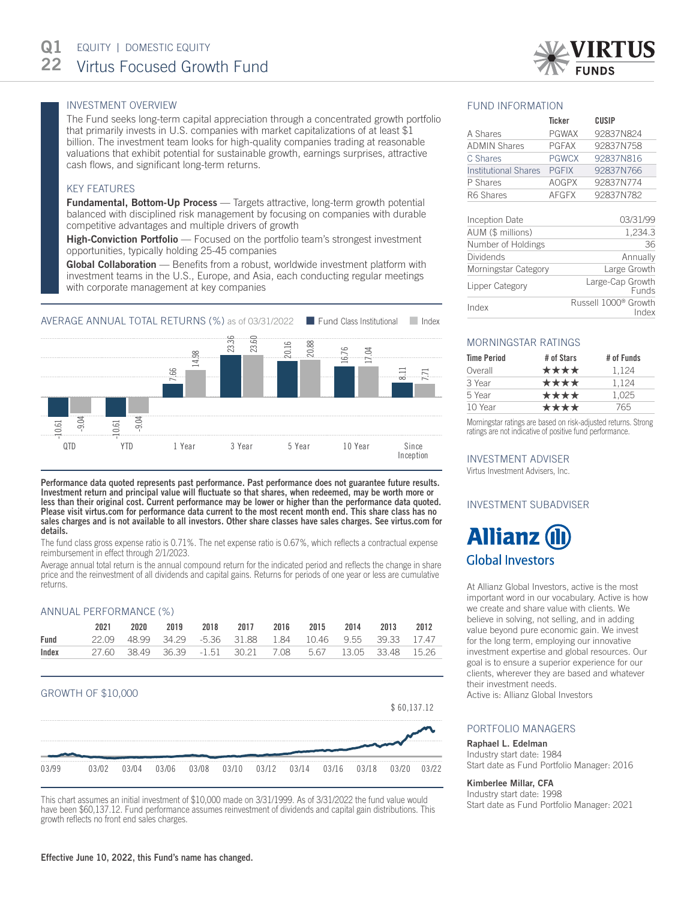# Q1 22 EQUITY | DOMESTIC EQUITY

# Virtus Focused Growth Fund

## INVESTMENT OVERVIEW

The Fund seeks long-term capital appreciation through a concentrated growth portfolio that primarily invests in U.S. companies with market capitalizations of at least $1 billion. The investment team looks for high-quality companies trading at reasonable valuations that exhibit potential for sustainable growth, earnings surprises, attractive cash flows, and significant long-term returns.

## KEY FEATURES

**Fundamental, Bottom-Up Process** — Targets attractive, long-term growth potential balanced with disciplined risk management by focusing on companies with durable competitive advantages and multiple drivers of growth

**High-Conviction Portfolio** — Focused on the portfolio team's strongest investment opportunities, typically holding 25-45 companies

**Global Collaboration** — Benefits from a robust, worldwide investment platform with investment teams in the U.S., Europe, and Asia, each conducting regular meetings with corporate management at key companies

## AVERAGE ANNUAL TOTAL RETURNS (%) as of 03/31/2022

| | QTD | YTD | 1 Year | 3 Year | 5 Year | 10 Year | Since Inception |
|---|---|---|---|---|---|---|---|
| Fund Class Institutional | -10.61 | -10.61 | 7.66 | 23.36 | 20.16 | 16.76 | 8.11 |
| Index | -9.04 | -9.04 | 14.98 | 23.60 | 20.88 | 17.04 | 7.71 |

**Performance data quoted represents past performance. Past performance does not guarantee future results. Investment return and principal value will fluctuate so that shares, when redeemed, may be worth more or less than their original cost. Current performance may be lower or higher than the performance data quoted. Please visit virtus.com for performance data current to the most recent month end. This share class has no sales charges and is not available to all investors. Other share classes have sales charges. See virtus.com for details.**

The fund class gross expense ratio is 0.71%. The net expense ratio is 0.67%, which reflects a contractual expense reimbursement in effect through 2/1/2023.

Average annual total return is the annual compound return for the indicated period and reflects the change in share price and the reinvestment of all dividends and capital gains. Returns for periods of one year or less are cumulative returns.

## ANNUAL PERFORMANCE (%)

| | 2021 | 2020 | 2019 | 2018 | 2017 | 2016 | 2015 | 2014 | 2013 | 2012 |
|---|---|---|---|---|---|---|---|---|---|---|
| **Fund** | 22.09 | 48.99 | 34.29 | -5.36 | 31.88 | 1.84 | 10.46 | 9.55 | 39.33 | 17.47 |
| **Index** | 27.60 | 38.49 | 36.39 | -1.51 | 30.21 | 7.08 | 5.67 | 13.05 | 33.48 | 15.26 |

## GROWTH OF $10,000

$ 60,137.12

03/99 03/02 03/04 03/06 03/08 03/10 03/12 03/14 03/16 03/18 03/20 03/22

This chart assumes an initial investment of $10,000 made on 3/31/1999. As of 3/31/2022 the fund value would have been $60,137.12. Fund performance assumes reinvestment of dividends and capital gain distributions. This growth reflects no front end sales charges.

**Effective June 10, 2022, this Fund's name has changed.**

## FUND INFORMATION

| | Ticker | CUSIP |
|---|---|---|
| A Shares | PGWAX | 92837N824 |
| ADMIN Shares | PGFAX | 92837N758 |
| C Shares | PGWCX | 92837N816 |
| Institutional Shares | PGFIX | 92837N766 |
| P Shares | AOGPX | 92837N774 |
| R6 Shares | AFGFX | 92837N782 |

| | |
|---|---|
| Inception Date | 03/31/99 |
| AUM ($ millions) | 1,234.3 |
| Number of Holdings | 36 |
| Dividends | Annually |
| Morningstar Category | Large Growth |
| Lipper Category | Large-Cap Growth Funds |
| Index | Russell 1000® Growth Index |

## MORNINGSTAR RATINGS

| Time Period | # of Stars | # of Funds |
|---|---|---|
| Overall | ★★★★ | 1,124 |
| 3 Year | ★★★★ | 1,124 |
| 5 Year | ★★★★ | 1,025 |
| 10 Year | ★★★★ | 765 |

Morningstar ratings are based on risk-adjusted returns. Strong ratings are not indicative of positive fund performance.

## INVESTMENT ADVISER

Virtus Investment Advisers, Inc.

## INVESTMENT SUBADVISER

Allianz Global Investors

At Allianz Global Investors, active is the most important word in our vocabulary. Active is how we create and share value with clients. We believe in solving, not selling, and in adding value beyond pure economic gain. We invest for the long term, employing our innovative investment expertise and global resources. Our goal is to ensure a superior experience for our clients, wherever they are based and whatever their investment needs.
Active is: Allianz Global Investors

## PORTFOLIO MANAGERS

**Raphael L. Edelman**
Industry start date: 1984
Start date as Fund Portfolio Manager: 2016

**Kimberlee Millar, CFA**
Industry start date: 1998
Start date as Fund Portfolio Manager: 2021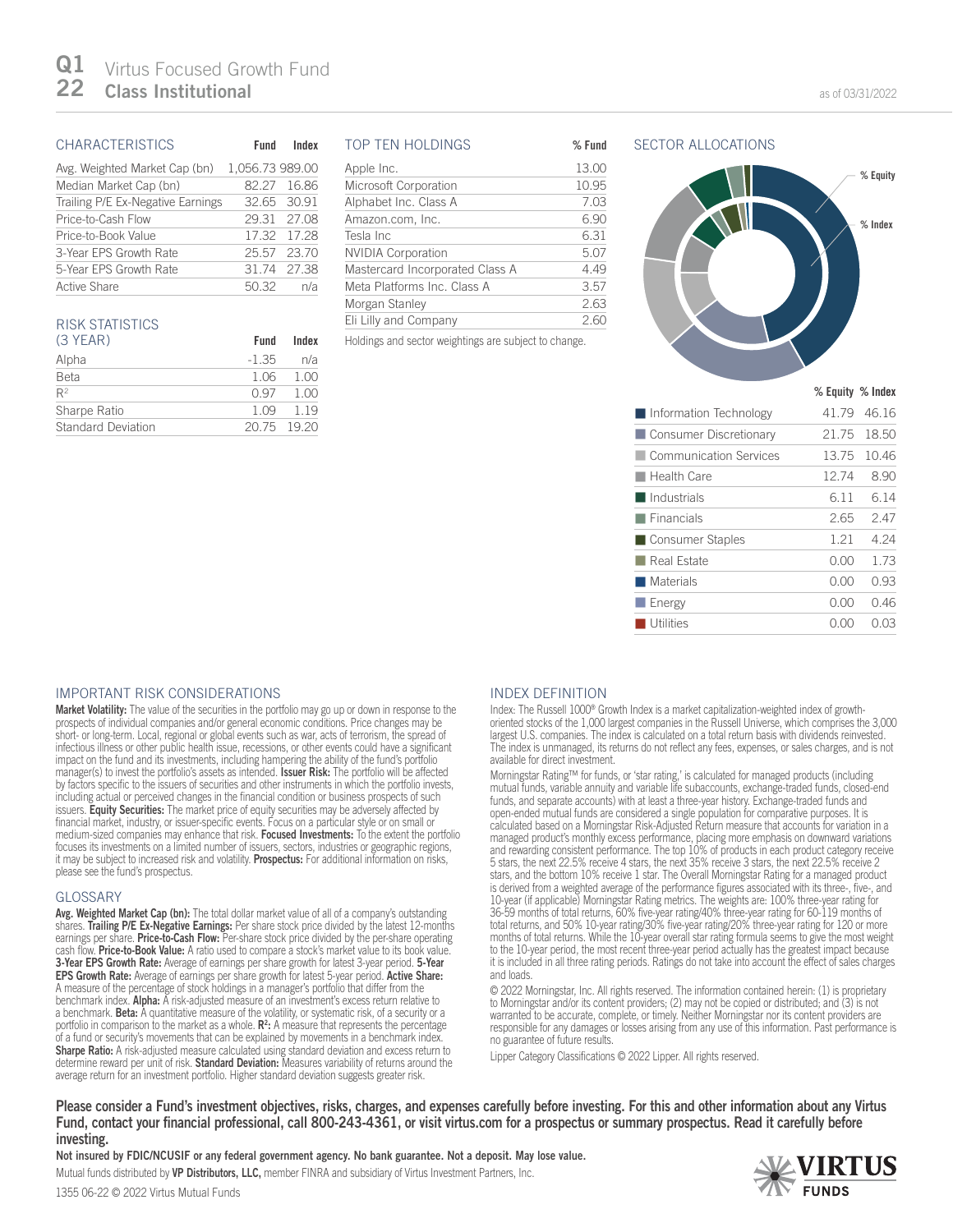# Q1 22 Virtus Focused Growth Fund
## Class Institutional

as of 03/31/2022

### CHARACTERISTICS

| | Fund | Index |
|---|---|---|
| Avg. Weighted Market Cap (bn) | 1,056.73 | 989.00 |
| Median Market Cap (bn) | 82.27 | 16.86 |
| Trailing P/E Ex-Negative Earnings | 32.65 | 30.91 |
| Price-to-Cash Flow | 29.31 | 27.08 |
| Price-to-Book Value | 17.32 | 17.28 |
| 3-Year EPS Growth Rate | 25.57 | 23.70 |
| 5-Year EPS Growth Rate | 31.74 | 27.38 |
| Active Share | 50.32 | n/a |

### RISK STATISTICS (3 YEAR)

| | Fund | Index |
|---|---|---|
| Alpha | -1.35 | n/a |
| Beta | 1.06 | 1.00 |
| $R^2$ | 0.97 | 1.00 |
| Sharpe Ratio | 1.09 | 1.19 |
| Standard Deviation | 20.75 | 19.20 |

### TOP TEN HOLDINGS

| | % Fund |
|---|---|
| Apple Inc. | 13.00 |
| Microsoft Corporation | 10.95 |
| Alphabet Inc. Class A | 7.03 |
| Amazon.com, Inc. | 6.90 |
| Tesla Inc | 6.31 |
| NVIDIA Corporation | 5.07 |
| Mastercard Incorporated Class A | 4.49 |
| Meta Platforms Inc. Class A | 3.57 |
| Morgan Stanley | 2.63 |
| Eli Lilly and Company | 2.60 |

Holdings and sector weightings are subject to change.

### SECTOR ALLOCATIONS

% Equity

% Index

| | % Equity | % Index |
|---|---|---|
| Information Technology | 41.79 | 46.16 |
| Consumer Discretionary | 21.75 | 18.50 |
| Communication Services | 13.75 | 10.46 |
| Health Care | 12.74 | 8.90 |
| Industrials | 6.11 | 6.14 |
| Financials | 2.65 | 2.47 |
| Consumer Staples | 1.21 | 4.24 |
| Real Estate | 0.00 | 1.73 |
| Materials | 0.00 | 0.93 |
| Energy | 0.00 | 0.46 |
| Utilities | 0.00 | 0.03 |

### IMPORTANT RISK CONSIDERATIONS

**Market Volatility:** The value of the securities in the portfolio may go up or down in response to the prospects of individual companies and/or general economic conditions. Price changes may be short- or long-term. Local, regional or global events such as war, acts of terrorism, the spread of infectious illness or other public health issue, recessions, or other events could have a significant impact on the fund and its investments, including hampering the ability of the fund's portfolio manager(s) to invest the portfolio's assets as intended. **Issuer Risk:** The portfolio will be affected by factors specific to the issuers of securities and other instruments in which the portfolio invests, including actual or perceived changes in the financial condition or business prospects of such issuers. **Equity Securities:** The market price of equity securities may be adversely affected by financial market, industry, or issuer-specific events. Focus on a particular style or on small or medium-sized companies may enhance that risk. **Focused Investments:** To the extent the portfolio focuses its investments on a limited number of issuers, sectors, industries or geographic regions, it may be subject to increased risk and volatility. **Prospectus:** For additional information on risks, please see the fund's prospectus.

### GLOSSARY

**Avg. Weighted Market Cap (bn):** The total dollar market value of all of a company's outstanding shares. **Trailing P/E Ex-Negative Earnings:** Per share stock price divided by the latest 12-months earnings per share. **Price-to-Cash Flow:** Per-share stock price divided by the per-share operating cash flow. **Price-to-Book Value:** A ratio used to compare a stock's market value to its book value. **3-Year EPS Growth Rate:** Average of earnings per share growth for latest 3-year period. **5-Year EPS Growth Rate:** Average of earnings per share growth for latest 5-year period. **Active Share:** A measure of the percentage of stock holdings in a manager's portfolio that differ from the benchmark index. **Alpha:** A risk-adjusted measure of an investment's excess return relative to a benchmark. **Beta:** A quantitative measure of the volatility, or systematic risk, of a security or a portfolio in comparison to the market as a whole. **$R^2$:** A measure that represents the percentage of a fund or security's movements that can be explained by movements in a benchmark index. **Sharpe Ratio:** A risk-adjusted measure calculated using standard deviation and excess return to determine reward per unit of risk. **Standard Deviation:** Measures variability of returns around the average return for an investment portfolio. Higher standard deviation suggests greater risk.

### INDEX DEFINITION

Index: The Russell 1000® Growth Index is a market capitalization-weighted index of growth-oriented stocks of the 1,000 largest companies in the Russell Universe, which comprises the 3,000 largest U.S. companies. The index is calculated on a total return basis with dividends reinvested. The index is unmanaged, its returns do not reflect any fees, expenses, or sales charges, and is not available for direct investment.

Morningstar Rating™ for funds, or 'star rating,' is calculated for managed products (including mutual funds, variable annuity and variable life subaccounts, exchange-traded funds, closed-end funds, and separate accounts) with at least a three-year history. Exchange-traded funds and open-ended mutual funds are considered a single population for comparative purposes. It is calculated based on a Morningstar Risk-Adjusted Return measure that accounts for variation in a managed product's monthly excess performance, placing more emphasis on downward variations and rewarding consistent performance. The top 10% of products in each product category receive 5 stars, the next 22.5% receive 4 stars, the next 35% receive 3 stars, the next 22.5% receive 2 stars, and the bottom 10% receive 1 star. The Overall Morningstar Rating for a managed product is derived from a weighted average of the performance figures associated with its three-, five-, and 10-year (if applicable) Morningstar Rating metrics. The weights are: 100% three-year rating for 36-59 months of total returns, 60% five-year rating/40% three-year rating for 60-119 months of total returns, and 50% 10-year rating/30% five-year rating/20% three-year rating for 120 or more months of total returns. While the 10-year overall star rating formula seems to give the most weight to the 10-year period, the most recent three-year period actually has the greatest impact because it is included in all three rating periods. Ratings do not take into account the effect of sales charges and loads.

© 2022 Morningstar, Inc. All rights reserved. The information contained herein: (1) is proprietary to Morningstar and/or its content providers; (2) may not be copied or distributed; and (3) is not warranted to be accurate, complete, or timely. Neither Morningstar nor its content providers are responsible for any damages or losses arising from any use of this information. Past performance is no guarantee of future results.

Lipper Category Classifications © 2022 Lipper. All rights reserved.

**Please consider a Fund's investment objectives, risks, charges, and expenses carefully before investing. For this and other information about any Virtus Fund, contact your financial professional, call 800-243-4361, or visit virtus.com for a prospectus or summary prospectus. Read it carefully before investing.**

**Not insured by FDIC/NCUSIF or any federal government agency. No bank guarantee. Not a deposit. May lose value.**

Mutual funds distributed by **VP Distributors, LLC,** member FINRA and subsidiary of Virtus Investment Partners, Inc.

1355 06-22 © 2022 Virtus Mutual Funds

VIRTUS FUNDS